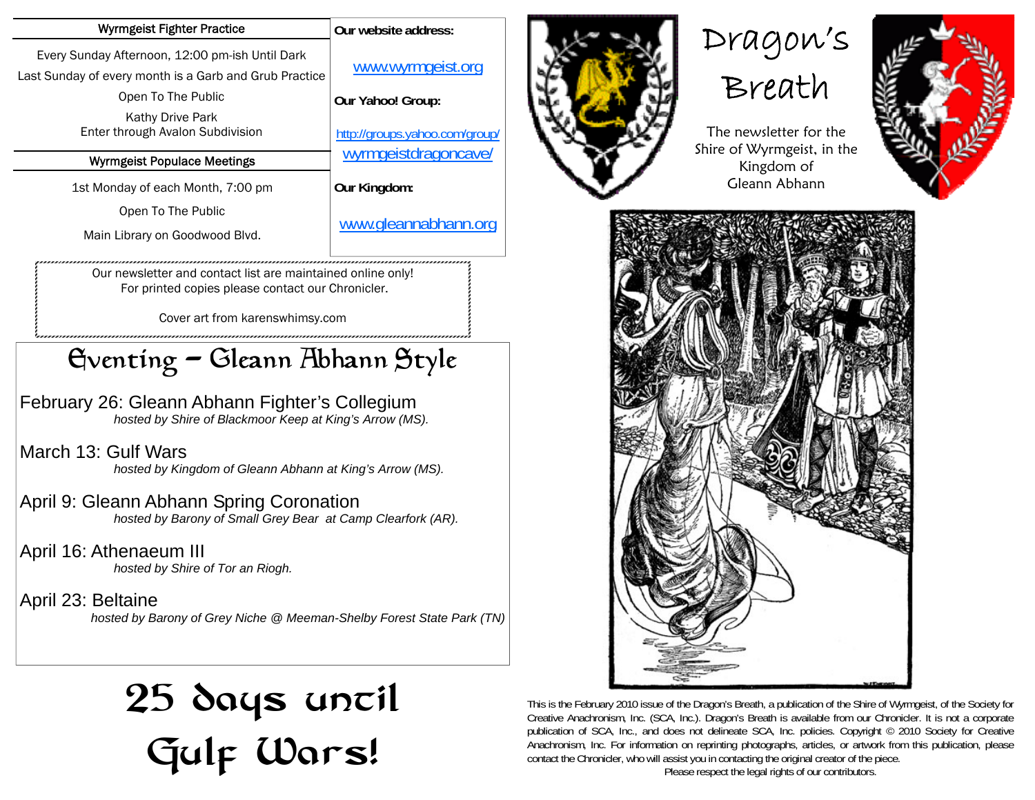# Dragon's Breath

The newsletter for the Shire of Wyrmgeist, in the Kingdom of Gleann Abhann

### Wyrmgeist Fighter Practice

Every Sunday Afternoon, 12:00 pm-ish Until Dark

Last Sunday of every month is a Garb and Grub Practice

Open To The Public

Kathy Drive Park
Enter through Avalon Subdivision

### Wyrmgeist Populace Meetings

1st Monday of each Month, 7:00 pm

Open To The Public

Main Library on Goodwood Blvd.

**Our website address:**

www.wyrmgeist.org

**Our Yahoo! Group:**

http://groups.yahoo.com/group/wyrmgeistdragoncave/

**Our Kingdom:**

www.gleannabhann.org

Our newsletter and contact list are maintained online only!
For printed copies please contact our Chronicler.

Cover art from karenswhimsy.com

## Eventing – Gleann Abhann Style

February 26: Gleann Abhann Fighter's Collegium
*hosted by Shire of Blackmoor Keep at King's Arrow (MS).*

March 13: Gulf Wars
*hosted by Kingdom of Gleann Abhann at King's Arrow (MS).*

April 9: Gleann Abhann Spring Coronation
*hosted by Barony of Small Grey Bear at Camp Clearfork (AR).*

April 16: Athenaeum III
*hosted by Shire of Tor an Riogh.*

April 23: Beltaine
*hosted by Barony of Grey Niche @ Meeman-Shelby Forest State Park (TN)*

# 25 days until Gulf Wars!

This is the February 2010 issue of the Dragon's Breath, a publication of the Shire of Wyrmgeist, of the Society for Creative Anachronism, Inc. (SCA, Inc.). Dragon's Breath is available from our Chronicler. It is not a corporate publication of SCA, Inc., and does not delineate SCA, Inc. policies. Copyright © 2010 Society for Creative Anachronism, Inc. For information on reprinting photographs, articles, or artwork from this publication, please contact the Chronicler, who will assist you in contacting the original creator of the piece.
Please respect the legal rights of our contributors.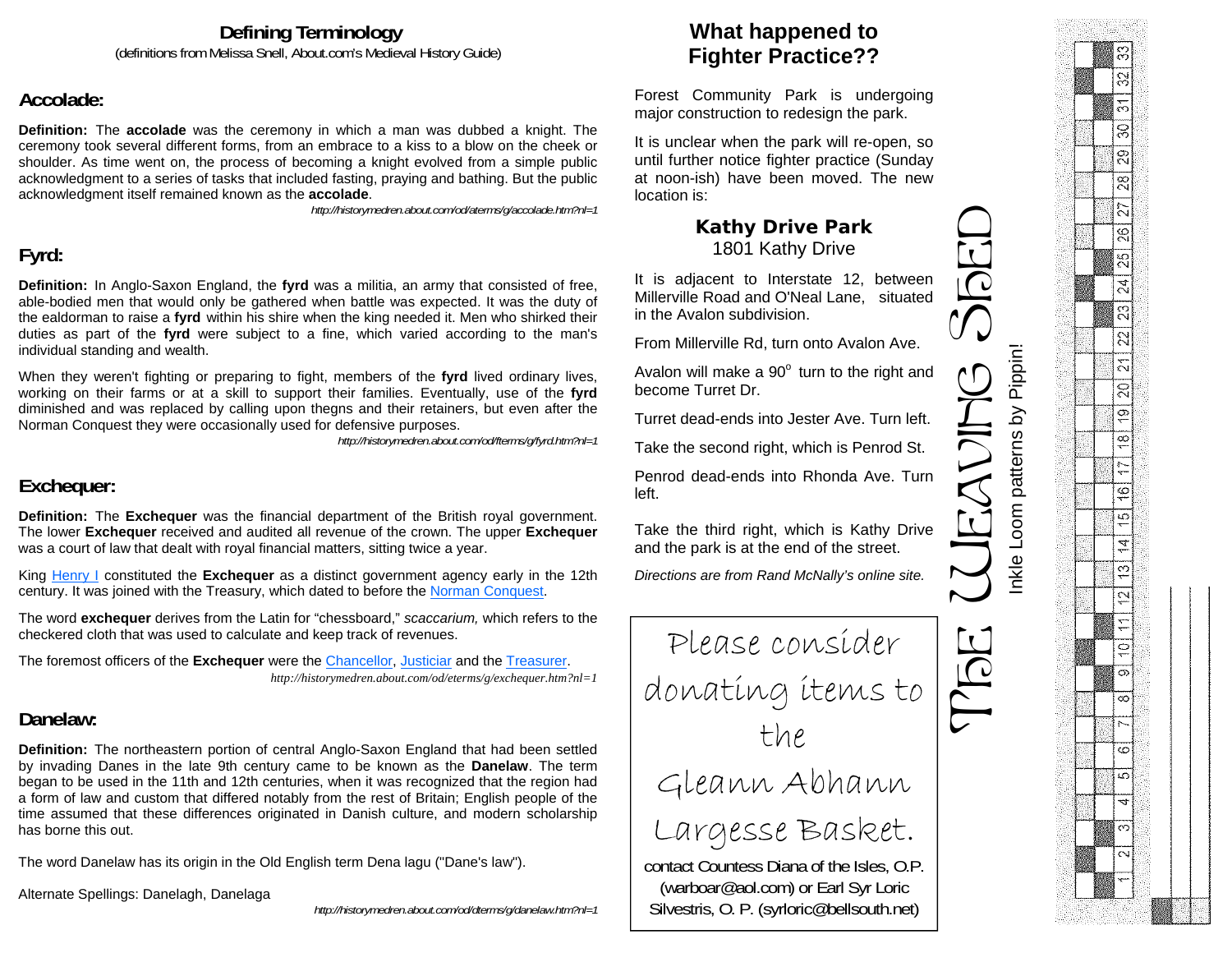## Defining Terminology

(definitions from Melissa Snell, About.com's Medieval History Guide)

### Accolade:

**Definition:** The **accolade** was the ceremony in which a man was dubbed a knight. The ceremony took several different forms, from an embrace to a kiss to a blow on the cheek or shoulder. As time went on, the process of becoming a knight evolved from a simple public acknowledgment to a series of tasks that included fasting, praying and bathing. But the public acknowledgment itself remained known as the **accolade**.

*http://historymedren.about.com/od/aterms/g/accolade.htm?nl=1*

### Fyrd:

**Definition:** In Anglo-Saxon England, the **fyrd** was a militia, an army that consisted of free, able-bodied men that would only be gathered when battle was expected. It was the duty of the ealdorman to raise a **fyrd** within his shire when the king needed it. Men who shirked their duties as part of the **fyrd** were subject to a fine, which varied according to the man's individual standing and wealth.

When they weren't fighting or preparing to fight, members of the **fyrd** lived ordinary lives, working on their farms or at a skill to support their families. Eventually, use of the **fyrd** diminished and was replaced by calling upon thegns and their retainers, but even after the Norman Conquest they were occasionally used for defensive purposes.

*http://historymedren.about.com/od/fterms/g/fyrd.htm?nl=1*

### Exchequer:

**Definition:** The **Exchequer** was the financial department of the British royal government. The lower **Exchequer** received and audited all revenue of the crown. The upper **Exchequer** was a court of law that dealt with royal financial matters, sitting twice a year.

King Henry I constituted the **Exchequer** as a distinct government agency early in the 12th century. It was joined with the Treasury, which dated to before the Norman Conquest.

The word **exchequer** derives from the Latin for "chessboard," *scaccarium,* which refers to the checkered cloth that was used to calculate and keep track of revenues.

The foremost officers of the **Exchequer** were the Chancellor, Justiciar and the Treasurer.

*http://historymedren.about.com/od/eterms/g/exchequer.htm?nl=1*

### Danelaw:

**Definition:** The northeastern portion of central Anglo-Saxon England that had been settled by invading Danes in the late 9th century came to be known as the **Danelaw**. The term began to be used in the 11th and 12th centuries, when it was recognized that the region had a form of law and custom that differed notably from the rest of Britain; English people of the time assumed that these differences originated in Danish culture, and modern scholarship has borne this out.

The word Danelaw has its origin in the Old English term Dena lagu ("Dane's law").

Alternate Spellings: Danelagh, Danelaga

*http://historymedren.about.com/od/dterms/g/danelaw.htm?nl=1*

## What happened to Fighter Practice??

Forest Community Park is undergoing major construction to redesign the park.

It is unclear when the park will re-open, so until further notice fighter practice (Sunday at noon-ish) have been moved. The new location is:

**Kathy Drive Park**
1801 Kathy Drive

It is adjacent to Interstate 12, between Millerville Road and O'Neal Lane, situated in the Avalon subdivision.

From Millerville Rd, turn onto Avalon Ave.

Avalon will make a 90° turn to the right and become Turret Dr.

Turret dead-ends into Jester Ave. Turn left.

Take the second right, which is Penrod St.

Penrod dead-ends into Rhonda Ave. Turn left.

Take the third right, which is Kathy Drive and the park is at the end of the street.

*Directions are from Rand McNally's online site.*

Please consider donating items to the Gleann Abhann Largesse Basket.

contact Countess Diana of the Isles, O.P. (warboar@aol.com) or Earl Syr Loric Silvestris, O. P. (syrloric@bellsouth.net)

## The Weaving Shed

Inkle Loom patterns by Pippin!

1 2 3 4 5 6 7 8 9 10 11 12 13 14 15 16 17 18 19 20 21 22 23 24 25 26 27 28 29 30 31 32 33